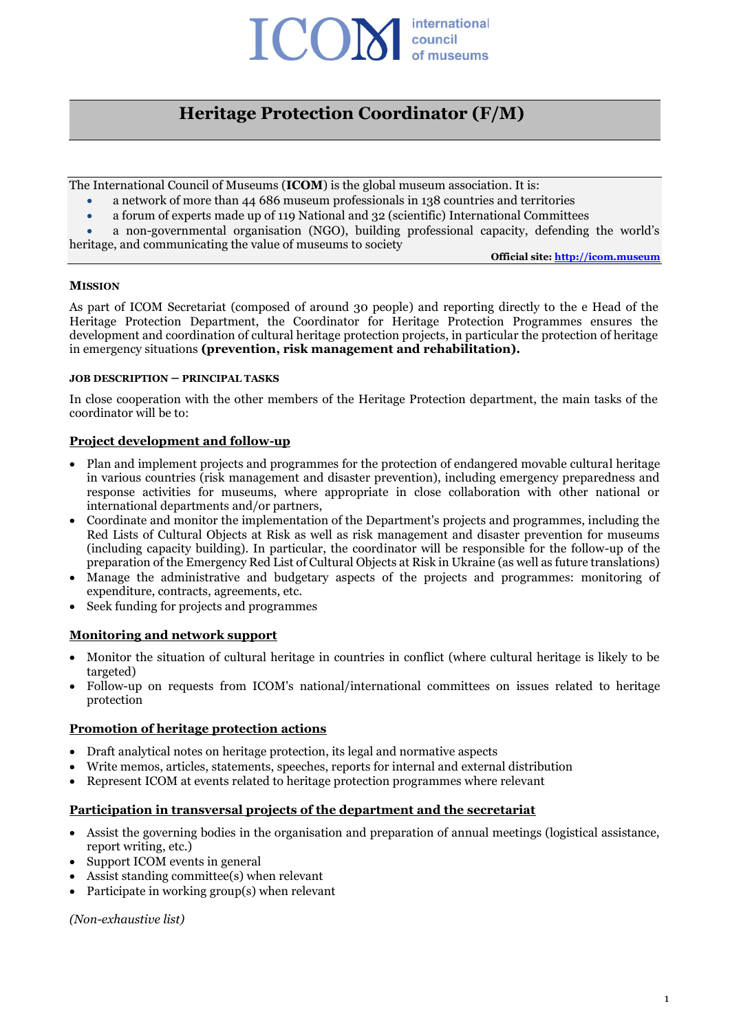# Heritage Protection Coordinator (F/M)

The International Council of Museums (**ICOM**) is the global museum association. It is:

- a network of more than 44 686 museum professionals in 138 countries and territories
- a forum of experts made up of 119 National and 32 (scientific) International Committees
- a non-governmental organisation (NGO), building professional capacity, defending the world's heritage, and communicating the value of museums to society

**Official site: [http://icom.museum](http://icom.museum)**

#### MISSION

As part of ICOM Secretariat (composed of around 30 people) and reporting directly to the e Head of the Heritage Protection Department, the Coordinator for Heritage Protection Programmes ensures the development and coordination of cultural heritage protection projects, in particular the protection of heritage in emergency situations **(prevention, risk management and rehabilitation).**

#### JOB DESCRIPTION – PRINCIPAL TASKS

In close cooperation with the other members of the Heritage Protection department, the main tasks of the coordinator will be to:

**Project development and follow-up**

- Plan and implement projects and programmes for the protection of endangered movable cultural heritage in various countries (risk management and disaster prevention), including emergency preparedness and response activities for museums, where appropriate in close collaboration with other national or international departments and/or partners,
- Coordinate and monitor the implementation of the Department's projects and programmes, including the Red Lists of Cultural Objects at Risk as well as risk management and disaster prevention for museums (including capacity building). In particular, the coordinator will be responsible for the follow-up of the preparation of the Emergency Red List of Cultural Objects at Risk in Ukraine (as well as future translations)
- Manage the administrative and budgetary aspects of the projects and programmes: monitoring of expenditure, contracts, agreements, etc.
- Seek funding for projects and programmes

**Monitoring and network support**

- Monitor the situation of cultural heritage in countries in conflict (where cultural heritage is likely to be targeted)
- Follow-up on requests from ICOM's national/international committees on issues related to heritage protection

**Promotion of heritage protection actions**

- Draft analytical notes on heritage protection, its legal and normative aspects
- Write memos, articles, statements, speeches, reports for internal and external distribution
- Represent ICOM at events related to heritage protection programmes where relevant

**Participation in transversal projects of the department and the secretariat**

- Assist the governing bodies in the organisation and preparation of annual meetings (logistical assistance, report writing, etc.)
- Support ICOM events in general
- Assist standing committee(s) when relevant
- Participate in working group(s) when relevant

*(Non-exhaustive list)*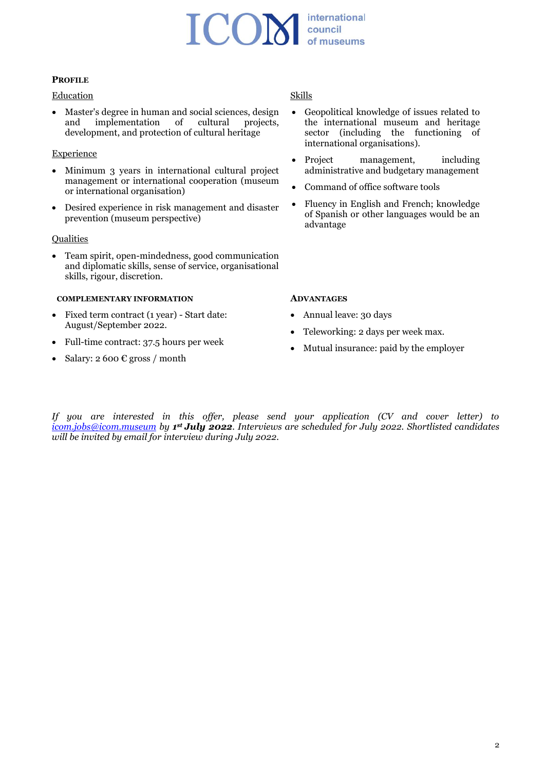## PROFILE

### Education

- Master's degree in human and social sciences, design and implementation of cultural projects, development, and protection of cultural heritage

### Experience

- Minimum 3 years in international cultural project management or international cooperation (museum or international organisation)
- Desired experience in risk management and disaster prevention (museum perspective)

### Qualities

- Team spirit, open-mindedness, good communication and diplomatic skills, sense of service, organisational skills, rigour, discretion.

### Skills

- Geopolitical knowledge of issues related to the international museum and heritage sector (including the functioning of international organisations).
- Project management, including administrative and budgetary management
- Command of office software tools
- Fluency in English and French; knowledge of Spanish or other languages would be an advantage

## COMPLEMENTARY INFORMATION

- Fixed term contract (1 year) - Start date: August/September 2022.
- Full-time contract: 37.5 hours per week
- Salary: 2 600 € gross / month

## ADVANTAGES

- Annual leave: 30 days
- Teleworking: 2 days per week max.
- Mutual insurance: paid by the employer

*If you are interested in this offer, please send your application (CV and cover letter) to icom.jobs@icom.museum by **1st July 2022**. Interviews are scheduled for July 2022. Shortlisted candidates will be invited by email for interview during July 2022.*